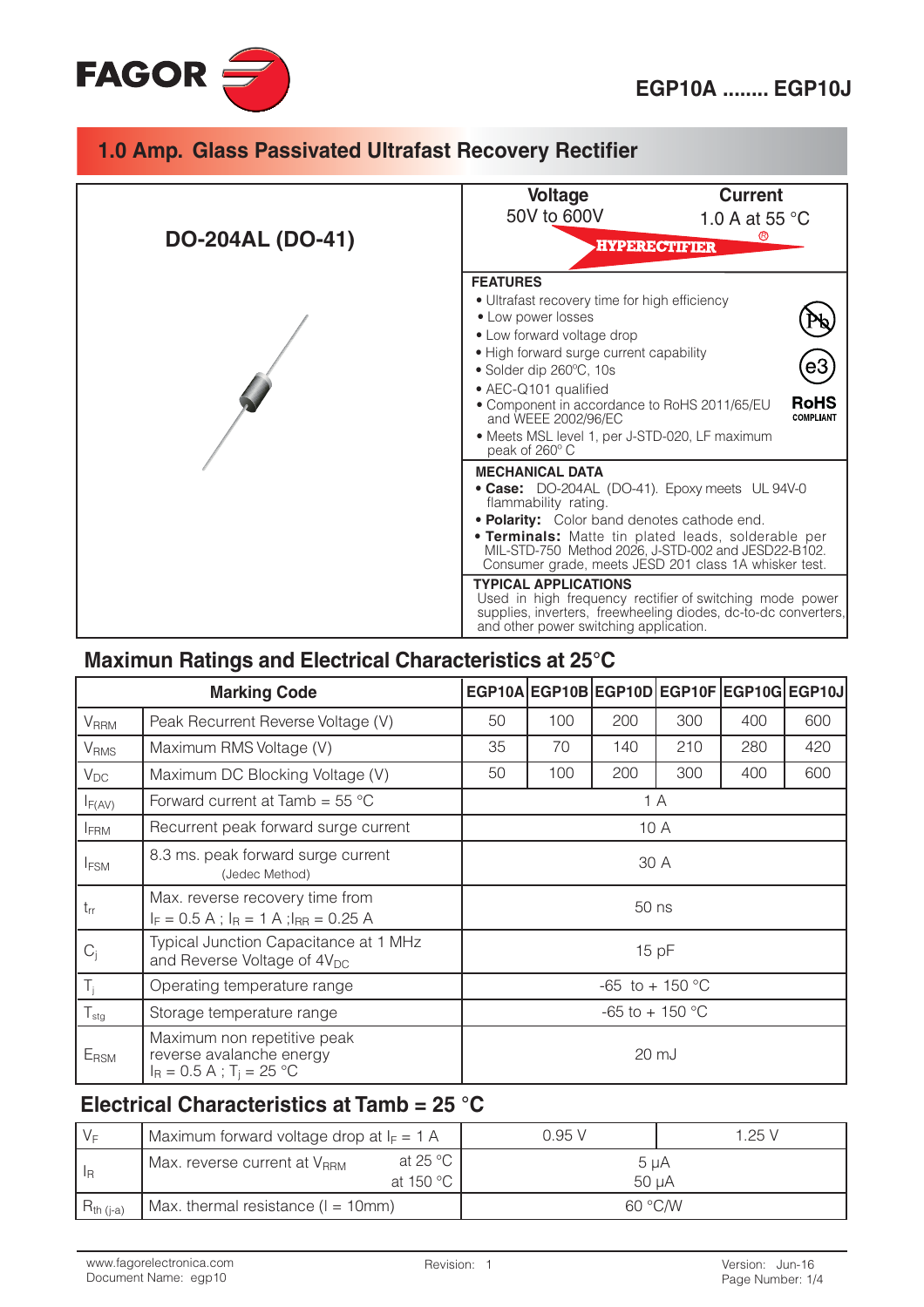FAGOR

# EGP10A ........ EGP10J

## 1.0 Amp. Glass Passivated Ultrafast Recovery Rectifier

**DO-204AL (DO-41)**

| Voltage | Current |
|---|---|
| 50V to 600V | 1.0 A at 55 °C |

HYPERECTIFIER®

**FEATURES**

- Ultrafast recovery time for high efficiency
- Low power losses
- Low forward voltage drop
- High forward surge current capability
- Solder dip 260ºC, 10s
- AEC-Q101 qualified
- Component in accordance to RoHS 2011/65/EU and WEEE 2002/96/EC
- Meets MSL level 1, per J-STD-020, LF maximum peak of 260° C

Pb e3 **RoHS** COMPLIANT

**MECHANICAL DATA**

- **Case:** DO-204AL (DO-41). Epoxy meets UL 94V-0 flammability rating.
- **Polarity:** Color band denotes cathode end.
- **Terminals:** Matte tin plated leads, solderable per MIL-STD-750 Method 2026, J-STD-002 and JESD22-B102. Consumer grade, meets JESD 201 class 1A whisker test.

**TYPICAL APPLICATIONS**

Used in high frequency rectifier of switching mode power supplies, inverters, freewheeling diodes, dc-to-dc converters, and other power switching application.

## Maximun Ratings and Electrical Characteristics at 25°C

| | Marking Code | EGP10A | EGP10B | EGP10D | EGP10F | EGP10G | EGP10J |
|---|---|---|---|---|---|---|---|
| $V_{RRM}$ | Peak Recurrent Reverse Voltage (V) | 50 | 100 | 200 | 300 | 400 | 600 |
| $V_{RMS}$ | Maximum RMS Voltage (V) | 35 | 70 | 140 | 210 | 280 | 420 |
| $V_{DC}$ | Maximum DC Blocking Voltage (V) | 50 | 100 | 200 | 300 | 400 | 600 |
| $I_{F(AV)}$ | Forward current at Tamb = 55 °C | 1 A | | | | | |
| $I_{FRM}$ | Recurrent peak forward surge current | 10 A | | | | | |
| $I_{FSM}$ | 8.3 ms. peak forward surge current (Jedec Method) | 30 A | | | | | |
| $t_{rr}$ | Max. reverse recovery time from $I_F$ = 0.5 A ; $I_R$ = 1 A ; $I_{RR}$ = 0.25 A | 50 ns | | | | | |
| $C_j$ | Typical Junction Capacitance at 1 MHz and Reverse Voltage of $4V_{DC}$ | 15 pF | | | | | |
| $T_j$ | Operating temperature range | -65 to + 150 °C | | | | | |
| $T_{stg}$ | Storage temperature range | -65 to + 150 °C | | | | | |
| $E_{RSM}$ | Maximum non repetitive peak reverse avalanche energy $I_R$ = 0.5 A ; $T_j$ = 25 °C | 20 mJ | | | | | |

## Electrical Characteristics at Tamb = 25 °C

| | | | | |
|---|---|---|---|---|
| $V_F$ | Maximum forward voltage drop at $I_F$ = 1 A | | 0.95 V | 1.25 V |
| $I_R$ | Max. reverse current at $V_{RRM}$ | at 25 °C<br>at 150 °C | 5 µA<br>50 µA | |
| $R_{th\ (j-a)}$ | Max. thermal resistance (l = 10mm) | | 60 °C/W | |

www.fagorelectronica.com
Document Name: egp10
Revision: 1
Version: Jun-16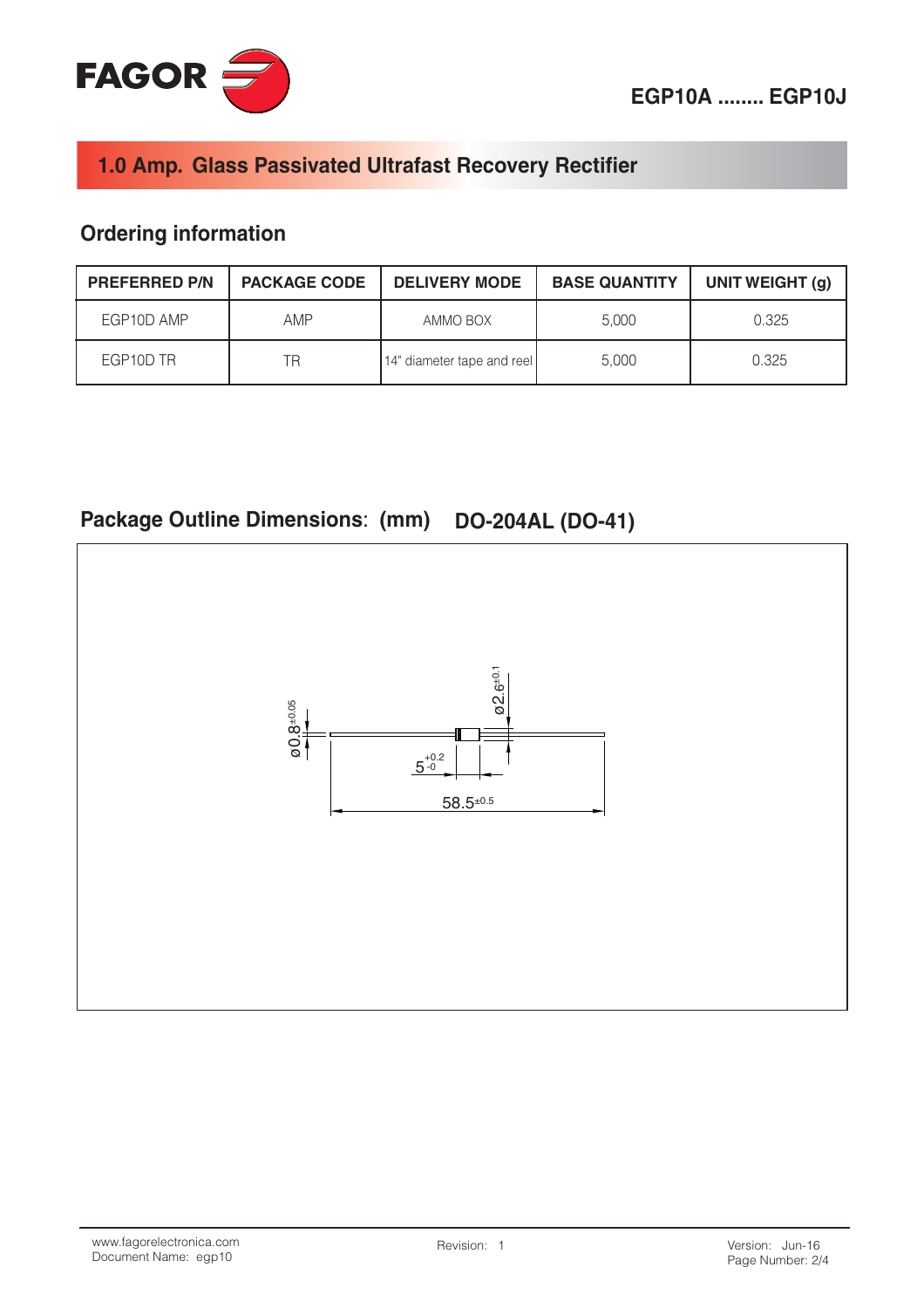# 1.0 Amp. Glass Passivated Ultrafast Recovery Rectifier

## Ordering information

| PREFERRED P/N | PACKAGE CODE | DELIVERY MODE | BASE QUANTITY | UNIT WEIGHT (g) |
|---|---|---|---|---|
| EGP10D AMP | AMP | AMMO BOX | 5,000 | 0.325 |
| EGP10D TR | TR | 14" diameter tape and reel | 5,000 | 0.325 |

## Package Outline Dimensions: (mm) DO-204AL (DO-41)

ø$0.8^{\pm 0.05}$

ø$2.6^{\pm 0.1}$

$5^{+0.2}_{-0}$

$58.5^{\pm 0.5}$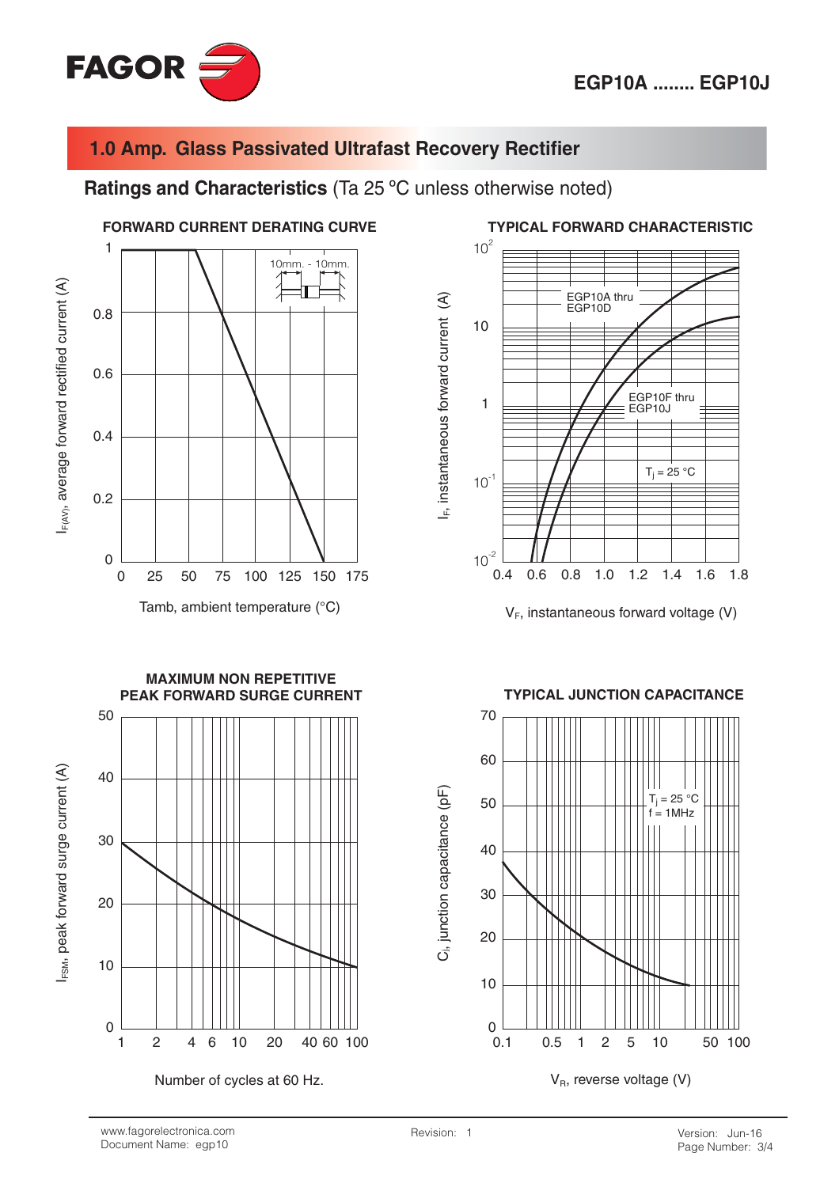# 1.0 Amp. Glass Passivated Ultrafast Recovery Rectifier

## Ratings and Characteristics (Ta 25 ºC unless otherwise noted)

### FORWARD CURRENT DERATING CURVE

$I_{F(AV)}$, average forward rectified current (A)

10mm. - 10mm.

Tamb, ambient temperature (°C)

### TYPICAL FORWARD CHARACTERISTIC

$I_F$, instantaneous forward current (A)

EGP10A thru EGP10D

EGP10F thru EGP10J

$T_j$ = 25 °C

$V_F$, instantaneous forward voltage (V)

### MAXIMUM NON REPETITIVE PEAK FORWARD SURGE CURRENT

$I_{FSM}$, peak forward surge current (A)

Number of cycles at 60 Hz.

### TYPICAL JUNCTION CAPACITANCE

$C_j$, junction capacitance (pF)

$T_j$ = 25 °C
f = 1MHz

$V_R$, reverse voltage (V)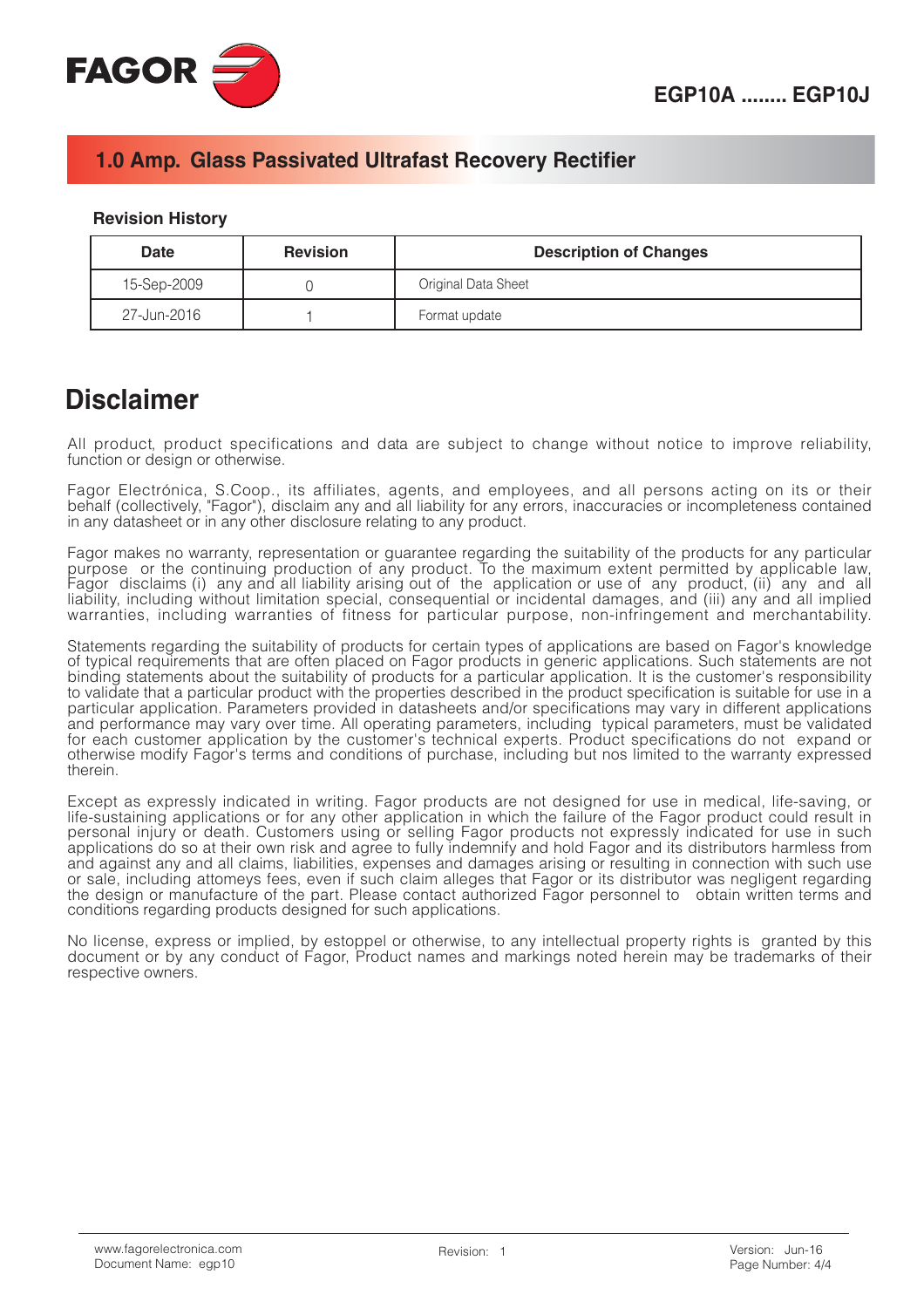## 1.0 Amp. Glass Passivated Ultrafast Recovery Rectifier

### Revision History

| Date | Revision | Description of Changes |
|---|---|---|
| 15-Sep-2009 | 0 | Original Data Sheet |
| 27-Jun-2016 | 1 | Format update |

# Disclaimer

All product, product specifications and data are subject to change without notice to improve reliability, function or design or otherwise.

Fagor Electrónica, S.Coop., its affiliates, agents, and employees, and all persons acting on its or their behalf (collectively, "Fagor"), disclaim any and all liability for any errors, inaccuracies or incompleteness contained in any datasheet or in any other disclosure relating to any product.

Fagor makes no warranty, representation or guarantee regarding the suitability of the products for any particular purpose or the continuing production of any product. To the maximum extent permitted by applicable law, Fagor disclaims (i) any and all liability arising out of the application or use of any product, (ii) any and all liability, including without limitation special, consequential or incidental damages, and (iii) any and all implied warranties, including warranties of fitness for particular purpose, non-infringement and merchantability.

Statements regarding the suitability of products for certain types of applications are based on Fagor's knowledge of typical requirements that are often placed on Fagor products in generic applications. Such statements are not binding statements about the suitability of products for a particular application. It is the customer's responsibility to validate that a particular product with the properties described in the product specification is suitable for use in a particular application. Parameters provided in datasheets and/or specifications may vary in different applications and performance may vary over time. All operating parameters, including typical parameters, must be validated for each customer application by the customer's technical experts. Product specifications do not expand or otherwise modify Fagor's terms and conditions of purchase, including but nos limited to the warranty expressed therein.

Except as expressly indicated in writing. Fagor products are not designed for use in medical, life-saving, or life-sustaining applications or for any other application in which the failure of the Fagor product could result in personal injury or death. Customers using or selling Fagor products not expressly indicated for use in such applications do so at their own risk and agree to fully indemnify and hold Fagor and its distributors harmless from and against any and all claims, liabilities, expenses and damages arising or resulting in connection with such use or sale, including attomeys fees, even if such claim alleges that Fagor or its distributor was negligent regarding the design or manufacture of the part. Please contact authorized Fagor personnel to obtain written terms and conditions regarding products designed for such applications.

No license, express or implied, by estoppel or otherwise, to any intellectual property rights is granted by this document or by any conduct of Fagor, Product names and markings noted herein may be trademarks of their respective owners.